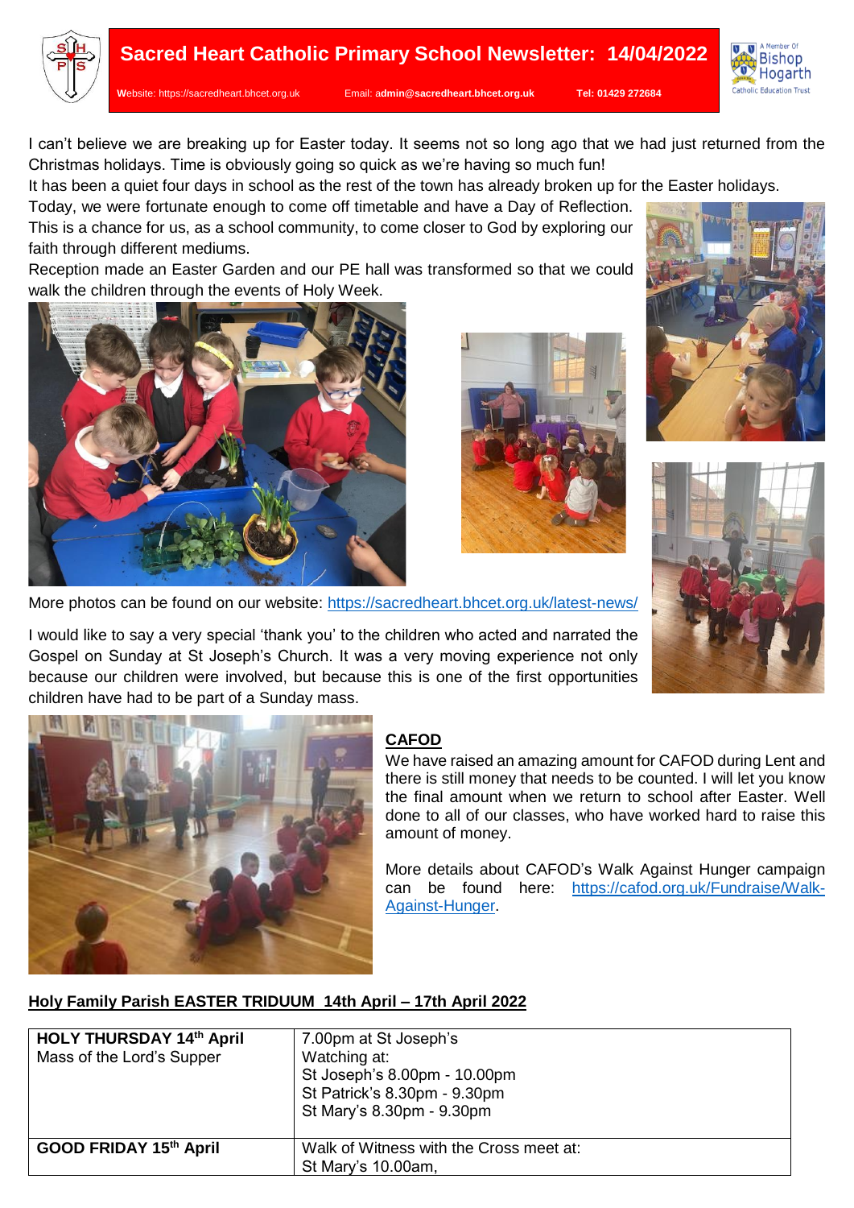# Sacred Heart Catholic Primary School Newsletter: 14/04/2022

Website: https://sacredheart.bhcet.org.uk Email: admin@sacredheart.bhcet.org.uk Tel: 01429 272684

I can't believe we are breaking up for Easter today. It seems not so long ago that we had just returned from the Christmas holidays. Time is obviously going so quick as we're having so much fun!

It has been a quiet four days in school as the rest of the town has already broken up for the Easter holidays.

Today, we were fortunate enough to come off timetable and have a Day of Reflection. This is a chance for us, as a school community, to come closer to God by exploring our faith through different mediums.

Reception made an Easter Garden and our PE hall was transformed so that we could walk the children through the events of Holy Week.

More photos can be found on our website: https://sacredheart.bhcet.org.uk/latest-news/

I would like to say a very special 'thank you' to the children who acted and narrated the Gospel on Sunday at St Joseph's Church. It was a very moving experience not only because our children were involved, but because this is one of the first opportunities children have had to be part of a Sunday mass.

## CAFOD

We have raised an amazing amount for CAFOD during Lent and there is still money that needs to be counted. I will let you know the final amount when we return to school after Easter. Well done to all of our classes, who have worked hard to raise this amount of money.

More details about CAFOD's Walk Against Hunger campaign can be found here: https://cafod.org.uk/Fundraise/Walk-Against-Hunger.

## Holy Family Parish EASTER TRIDUUM 14th April – 17th April 2022

| | |
|---|---|
| **HOLY THURSDAY 14th April**<br>Mass of the Lord's Supper | 7.00pm at St Joseph's<br>Watching at:<br>St Joseph's 8.00pm - 10.00pm<br>St Patrick's 8.30pm - 9.30pm<br>St Mary's 8.30pm - 9.30pm |
| **GOOD FRIDAY 15th April** | Walk of Witness with the Cross meet at:<br>St Mary's 10.00am, |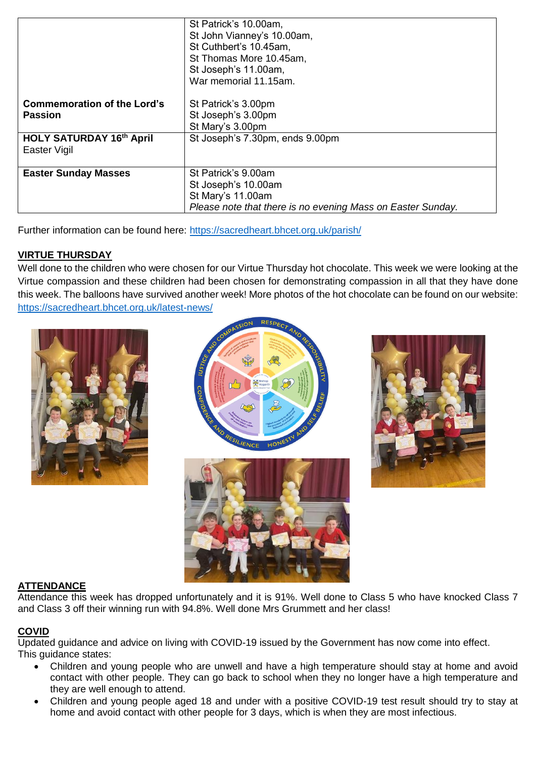| | |
|---|---|
| | St Patrick's 10.00am,<br>St John Vianney's 10.00am,<br>St Cuthbert's 10.45am,<br>St Thomas More 10.45am,<br>St Joseph's 11.00am,<br>War memorial 11.15am. |
| **Commemoration of the Lord's Passion** | St Patrick's 3.00pm<br>St Joseph's 3.00pm<br>St Mary's 3.00pm |
| **HOLY SATURDAY 16th April**<br>Easter Vigil | St Joseph's 7.30pm, ends 9.00pm |
| **Easter Sunday Masses** | St Patrick's 9.00am<br>St Joseph's 10.00am<br>St Mary's 11.00am<br>*Please note that there is no evening Mass on Easter Sunday.* |

Further information can be found here: https://sacredheart.bhcet.org.uk/parish/

## VIRTUE THURSDAY

Well done to the children who were chosen for our Virtue Thursday hot chocolate. This week we were looking at the Virtue compassion and these children had been chosen for demonstrating compassion in all that they have done this week. The balloons have survived another week! More photos of the hot chocolate can be found on our website: https://sacredheart.bhcet.org.uk/latest-news/

## ATTENDANCE

Attendance this week has dropped unfortunately and it is 91%. Well done to Class 5 who have knocked Class 7 and Class 3 off their winning run with 94.8%. Well done Mrs Grummett and her class!

## COVID

Updated guidance and advice on living with COVID-19 issued by the Government has now come into effect. This guidance states:

- Children and young people who are unwell and have a high temperature should stay at home and avoid contact with other people. They can go back to school when they no longer have a high temperature and they are well enough to attend.
- Children and young people aged 18 and under with a positive COVID-19 test result should try to stay at home and avoid contact with other people for 3 days, which is when they are most infectious.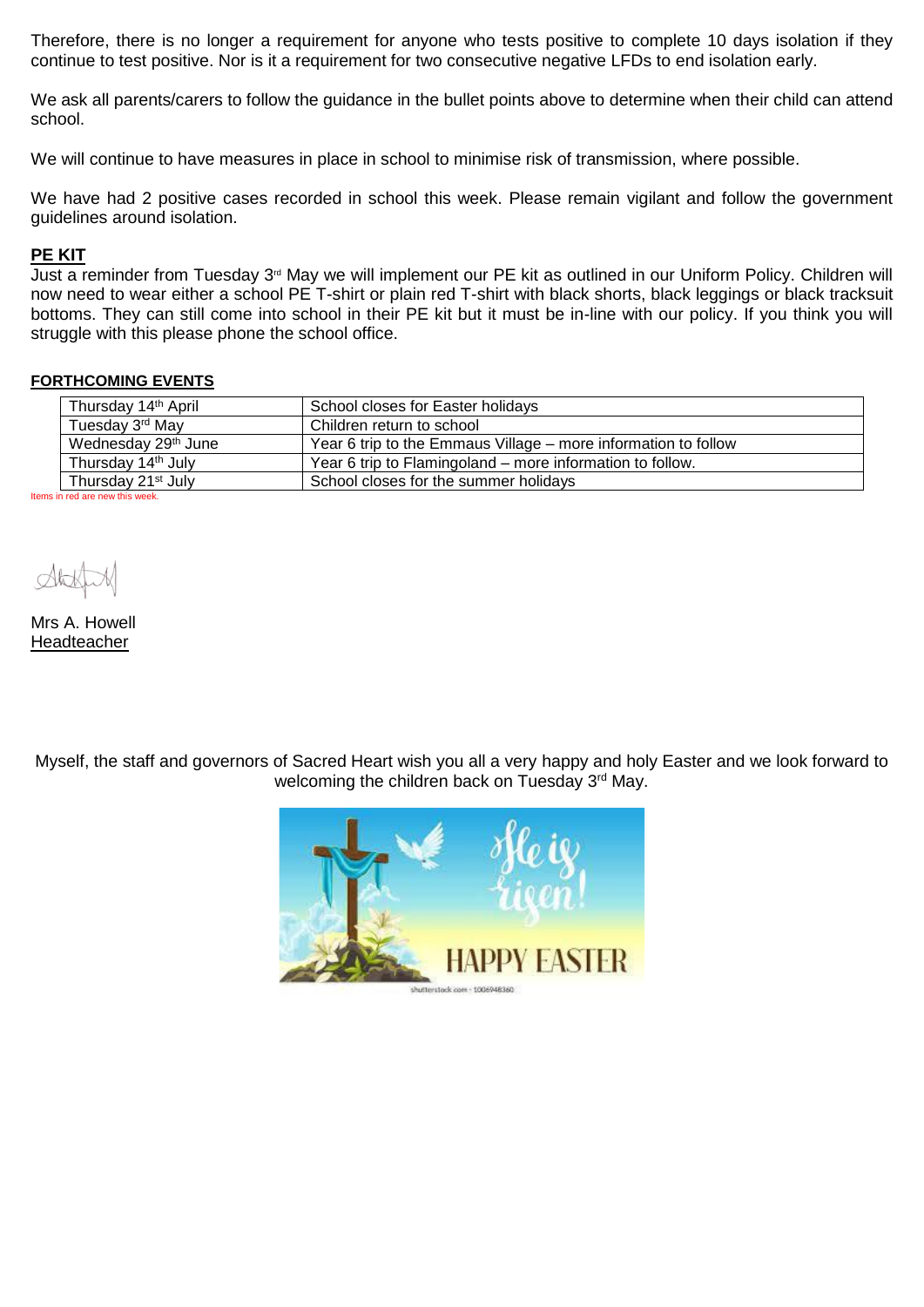Therefore, there is no longer a requirement for anyone who tests positive to complete 10 days isolation if they continue to test positive. Nor is it a requirement for two consecutive negative LFDs to end isolation early.

We ask all parents/carers to follow the guidance in the bullet points above to determine when their child can attend school.

We will continue to have measures in place in school to minimise risk of transmission, where possible.

We have had 2 positive cases recorded in school this week. Please remain vigilant and follow the government guidelines around isolation.

## PE KIT

Just a reminder from Tuesday 3rd May we will implement our PE kit as outlined in our Uniform Policy. Children will now need to wear either a school PE T-shirt or plain red T-shirt with black shorts, black leggings or black tracksuit bottoms. They can still come into school in their PE kit but it must be in-line with our policy. If you think you will struggle with this please phone the school office.

## FORTHCOMING EVENTS

| | |
|---|---|
| Thursday 14th April | School closes for Easter holidays |
| Tuesday 3rd May | Children return to school |
| Wednesday 29th June | Year 6 trip to the Emmaus Village – more information to follow |
| Thursday 14th July | Year 6 trip to Flamingoland – more information to follow. |
| Thursday 21st July | School closes for the summer holidays |

Items in red are new this week.

Mrs A. Howell
Headteacher

Myself, the staff and governors of Sacred Heart wish you all a very happy and holy Easter and we look forward to welcoming the children back on Tuesday 3rd May.

He is risen!

HAPPY EASTER

shutterstock.com · 1006948360